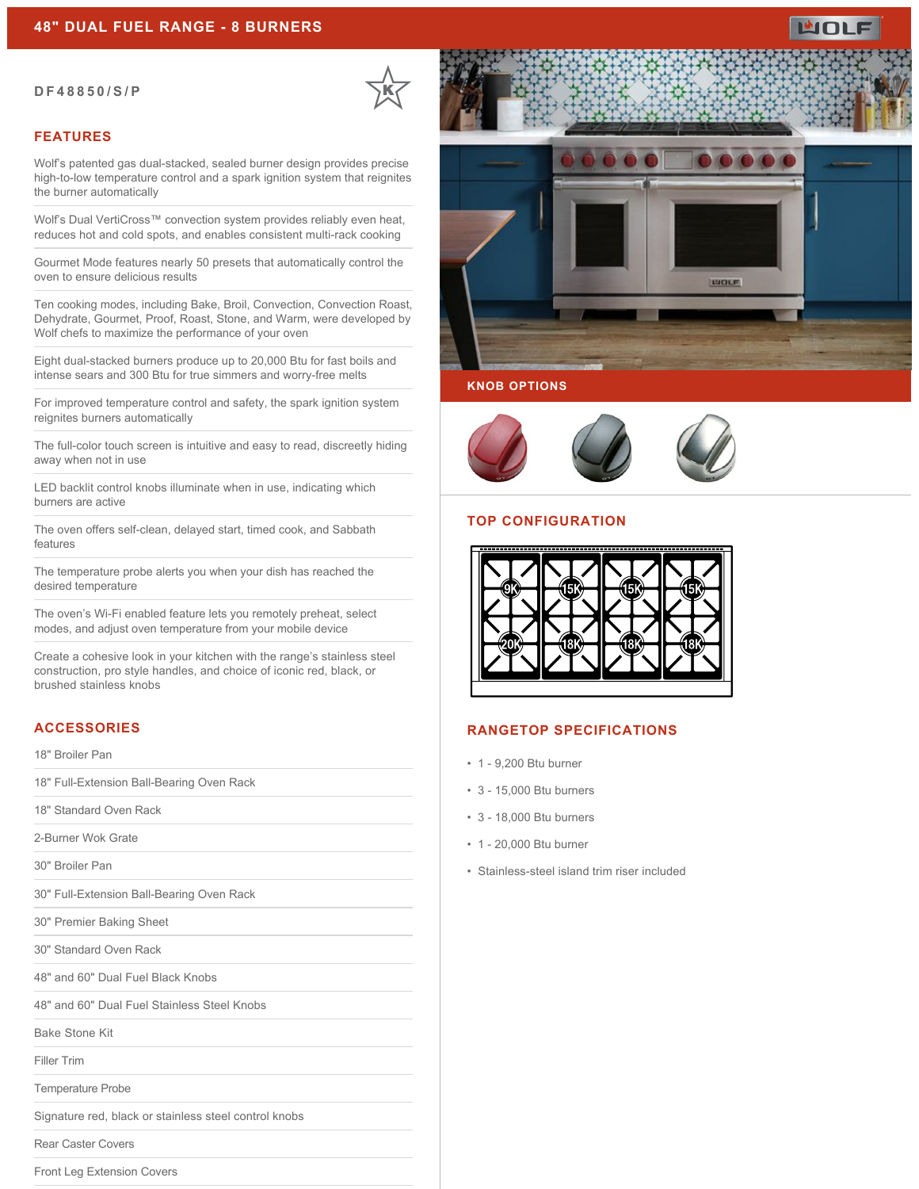# 48" DUAL FUEL RANGE - 8 BURNERS

DF48850/S/P

## FEATURES

Wolf's patented gas dual-stacked, sealed burner design provides precise high-to-low temperature control and a spark ignition system that reignites the burner automatically

Wolf's Dual VertiCross™ convection system provides reliably even heat, reduces hot and cold spots, and enables consistent multi-rack cooking

Gourmet Mode features nearly 50 presets that automatically control the oven to ensure delicious results

Ten cooking modes, including Bake, Broil, Convection, Convection Roast, Dehydrate, Gourmet, Proof, Roast, Stone, and Warm, were developed by Wolf chefs to maximize the performance of your oven

Eight dual-stacked burners produce up to 20,000 Btu for fast boils and intense sears and 300 Btu for true simmers and worry-free melts

For improved temperature control and safety, the spark ignition system reignites burners automatically

The full-color touch screen is intuitive and easy to read, discreetly hiding away when not in use

LED backlit control knobs illuminate when in use, indicating which burners are active

The oven offers self-clean, delayed start, timed cook, and Sabbath features

The temperature probe alerts you when your dish has reached the desired temperature

The oven's Wi-Fi enabled feature lets you remotely preheat, select modes, and adjust oven temperature from your mobile device

Create a cohesive look in your kitchen with the range's stainless steel construction, pro style handles, and choice of iconic red, black, or brushed stainless knobs

## ACCESSORIES

18" Broiler Pan

18" Full-Extension Ball-Bearing Oven Rack

18" Standard Oven Rack

2-Burner Wok Grate

30" Broiler Pan

30" Full-Extension Ball-Bearing Oven Rack

30" Premier Baking Sheet

30" Standard Oven Rack

48" and 60" Dual Fuel Black Knobs

48" and 60" Dual Fuel Stainless Steel Knobs

Bake Stone Kit

Filler Trim

Temperature Probe

Signature red, black or stainless steel control knobs

Rear Caster Covers

Front Leg Extension Covers

## KNOB OPTIONS

## TOP CONFIGURATION

9K 15K 15K 15K
20K 18K 18K 18K

## RANGETOP SPECIFICATIONS

- 1 - 9,200 Btu burner
- 3 - 15,000 Btu burners
- 3 - 18,000 Btu burners
- 1 - 20,000 Btu burner
- Stainless-steel island trim riser included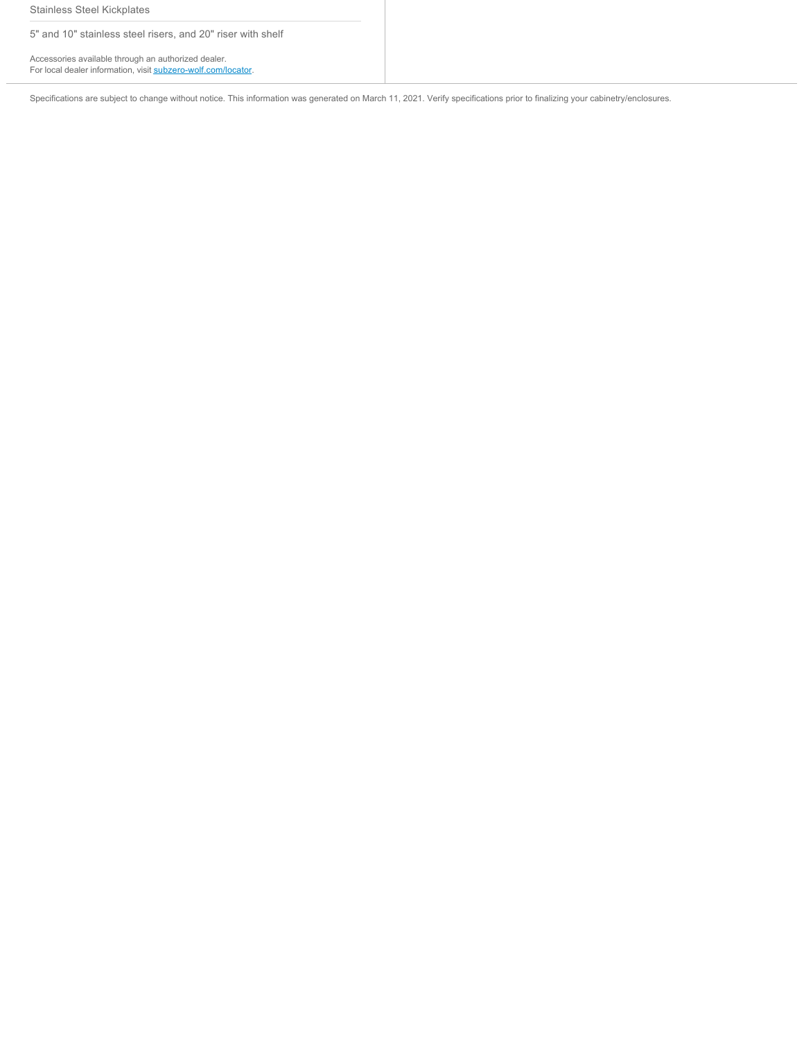Stainless Steel Kickplates

5" and 10" stainless steel risers, and 20" riser with shelf

Accessories available through an authorized dealer.
For local dealer information, visit subzero-wolf.com/locator.

Specifications are subject to change without notice. This information was generated on March 11, 2021. Verify specifications prior to finalizing your cabinetry/enclosures.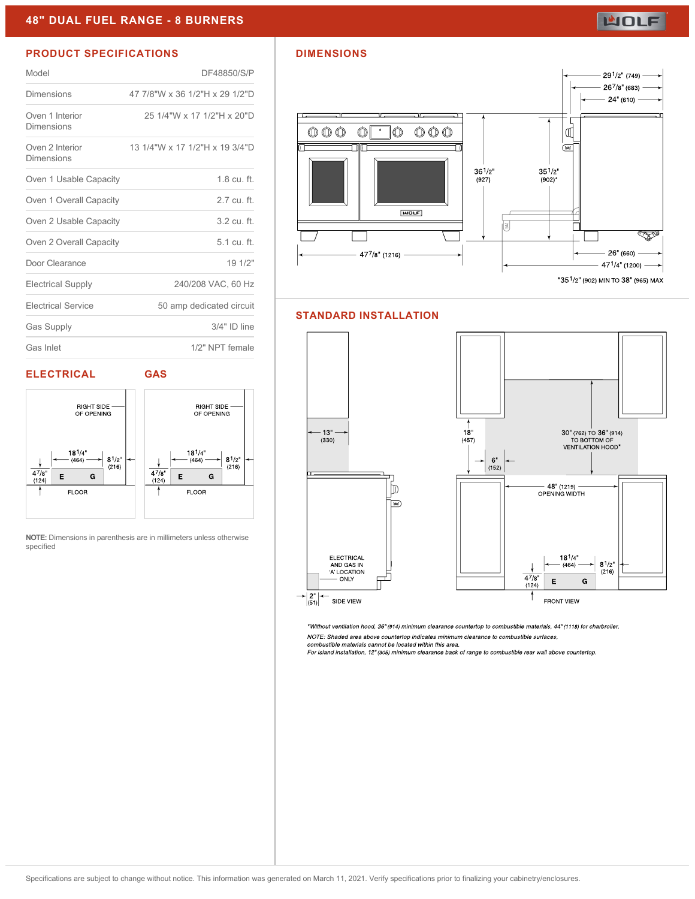# 48" DUAL FUEL RANGE - 8 BURNERS

## PRODUCT SPECIFICATIONS

| | |
|---|---|
| Model | DF48850/S/P |
| Dimensions | 47 7/8"W x 36 1/2"H x 29 1/2"D |
| Oven 1 Interior Dimensions | 25 1/4"W x 17 1/2"H x 20"D |
| Oven 2 Interior Dimensions | 13 1/4"W x 17 1/2"H x 19 3/4"D |
| Oven 1 Usable Capacity | 1.8 cu. ft. |
| Oven 1 Overall Capacity | 2.7 cu. ft. |
| Oven 2 Usable Capacity | 3.2 cu. ft. |
| Oven 2 Overall Capacity | 5.1 cu. ft. |
| Door Clearance | 19 1/2" |
| Electrical Supply | 240/208 VAC, 60 Hz |
| Electrical Service | 50 amp dedicated circuit |
| Gas Supply | 3/4" ID line |
| Gas Inlet | 1/2" NPT female |

## ELECTRICAL

RIGHT SIDE OF OPENING

18 1/4" (464)

8 1/2" (216)

4 7/8" (124)

E G

FLOOR

## GAS

RIGHT SIDE OF OPENING

18 1/4" (464)

8 1/2" (216)

4 7/8" (124)

E G

FLOOR

**NOTE:** Dimensions in parenthesis are in millimeters unless otherwise specified

## DIMENSIONS

29 1/2" (749)

26 7/8" (683)

24" (610)

36 1/2" (927)

35 1/2" (902)*

47 7/8" (1216)

26" (660)

47 1/4" (1200)

*35 1/2" (902) MIN TO 38" (965) MAX

## STANDARD INSTALLATION

13" (330)

18" (457)

6" (152)

30" (762) TO 36" (914) TO BOTTOM OF VENTILATION HOOD*

48" (1219) OPENING WIDTH

ELECTRICAL AND GAS IN 'A' LOCATION ONLY

2" (51)

SIDE VIEW

18 1/4" (464)

8 1/2" (216)

4 7/8" (124)

E G

FRONT VIEW

*\*Without ventilation hood, 36" (914) minimum clearance countertop to combustible materials, 44" (1118) for charbroiler.*

*NOTE: Shaded area above countertop indicates minimum clearance to combustible surfaces, combustible materials cannot be located within this area.*

*For island installation, 12" (305) minimum clearance back of range to combustible rear wall above countertop.*

Specifications are subject to change without notice. This information was generated on March 11, 2021. Verify specifications prior to finalizing your cabinetry/enclosures.